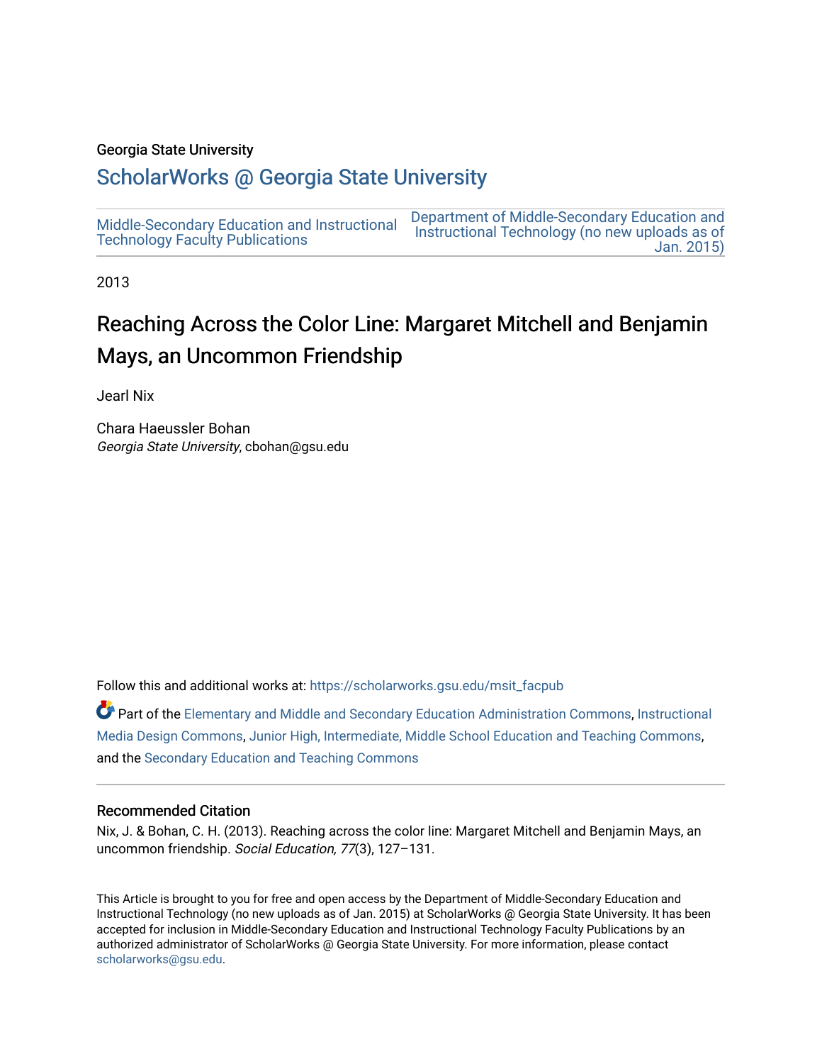Georgia State University

## ScholarWorks @ Georgia State University

Middle-Secondary Education and Instructional Technology Faculty Publications

Department of Middle-Secondary Education and Instructional Technology (no new uploads as of Jan. 2015)

2013

# Reaching Across the Color Line: Margaret Mitchell and Benjamin Mays, an Uncommon Friendship

Jearl Nix

Chara Haeussler Bohan
*Georgia State University*, cbohan@gsu.edu

Follow this and additional works at: https://scholarworks.gsu.edu/msit_facpub

Part of the Elementary and Middle and Secondary Education Administration Commons, Instructional Media Design Commons, Junior High, Intermediate, Middle School Education and Teaching Commons, and the Secondary Education and Teaching Commons

### Recommended Citation

Nix, J. & Bohan, C. H. (2013). Reaching across the color line: Margaret Mitchell and Benjamin Mays, an uncommon friendship. *Social Education, 77*(3), 127–131.

This Article is brought to you for free and open access by the Department of Middle-Secondary Education and Instructional Technology (no new uploads as of Jan. 2015) at ScholarWorks @ Georgia State University. It has been accepted for inclusion in Middle-Secondary Education and Instructional Technology Faculty Publications by an authorized administrator of ScholarWorks @ Georgia State University. For more information, please contact scholarworks@gsu.edu.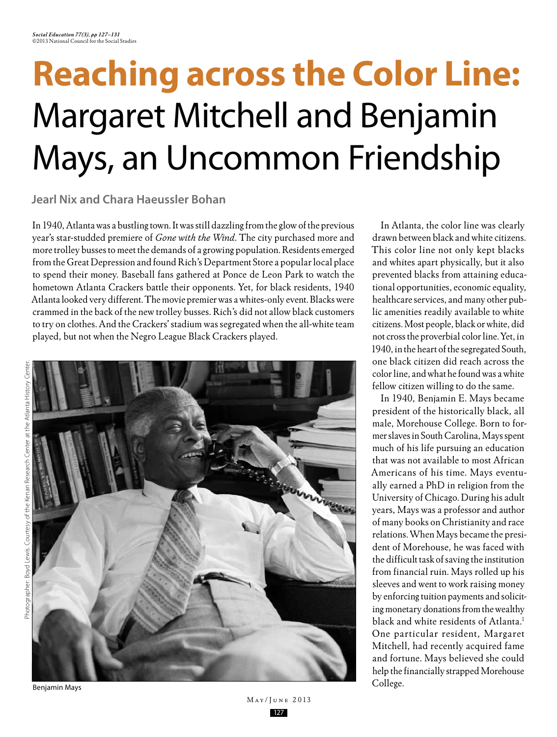# Reaching across the Color Line: Margaret Mitchell and Benjamin Mays, an Uncommon Friendship

**Jearl Nix and Chara Haeussler Bohan**

In 1940, Atlanta was a bustling town. It was still dazzling from the glow of the previous year's star-studded premiere of *Gone with the Wind*. The city purchased more and more trolley busses to meet the demands of a growing population. Residents emerged from the Great Depression and found Rich's Department Store a popular local place to spend their money. Baseball fans gathered at Ponce de Leon Park to watch the hometown Atlanta Crackers battle their opponents. Yet, for black residents, 1940 Atlanta looked very different. The movie premier was a whites-only event. Blacks were crammed in the back of the new trolley busses. Rich's did not allow black customers to try on clothes. And the Crackers' stadium was segregated when the all-white team played, but not when the Negro League Black Crackers played.

Photographer: Boyd Lewis. Courtesy of the Kenan Research Center at the Atlanta History Center.

Benjamin Mays

In Atlanta, the color line was clearly drawn between black and white citizens. This color line not only kept blacks and whites apart physically, but it also prevented blacks from attaining educational opportunities, economic equality, healthcare services, and many other public amenities readily available to white citizens. Most people, black or white, did not cross the proverbial color line. Yet, in 1940, in the heart of the segregated South, one black citizen did reach across the color line, and what he found was a white fellow citizen willing to do the same.

In 1940, Benjamin E. Mays became president of the historically black, all male, Morehouse College. Born to former slaves in South Carolina, Mays spent much of his life pursuing an education that was not available to most African Americans of his time. Mays eventually earned a PhD in religion from the University of Chicago. During his adult years, Mays was a professor and author of many books on Christianity and race relations. When Mays became the president of Morehouse, he was faced with the difficult task of saving the institution from financial ruin. Mays rolled up his sleeves and went to work raising money by enforcing tuition payments and soliciting monetary donations from the wealthy black and white residents of Atlanta.[1] One particular resident, Margaret Mitchell, had recently acquired fame and fortune. Mays believed she could help the financially strapped Morehouse College.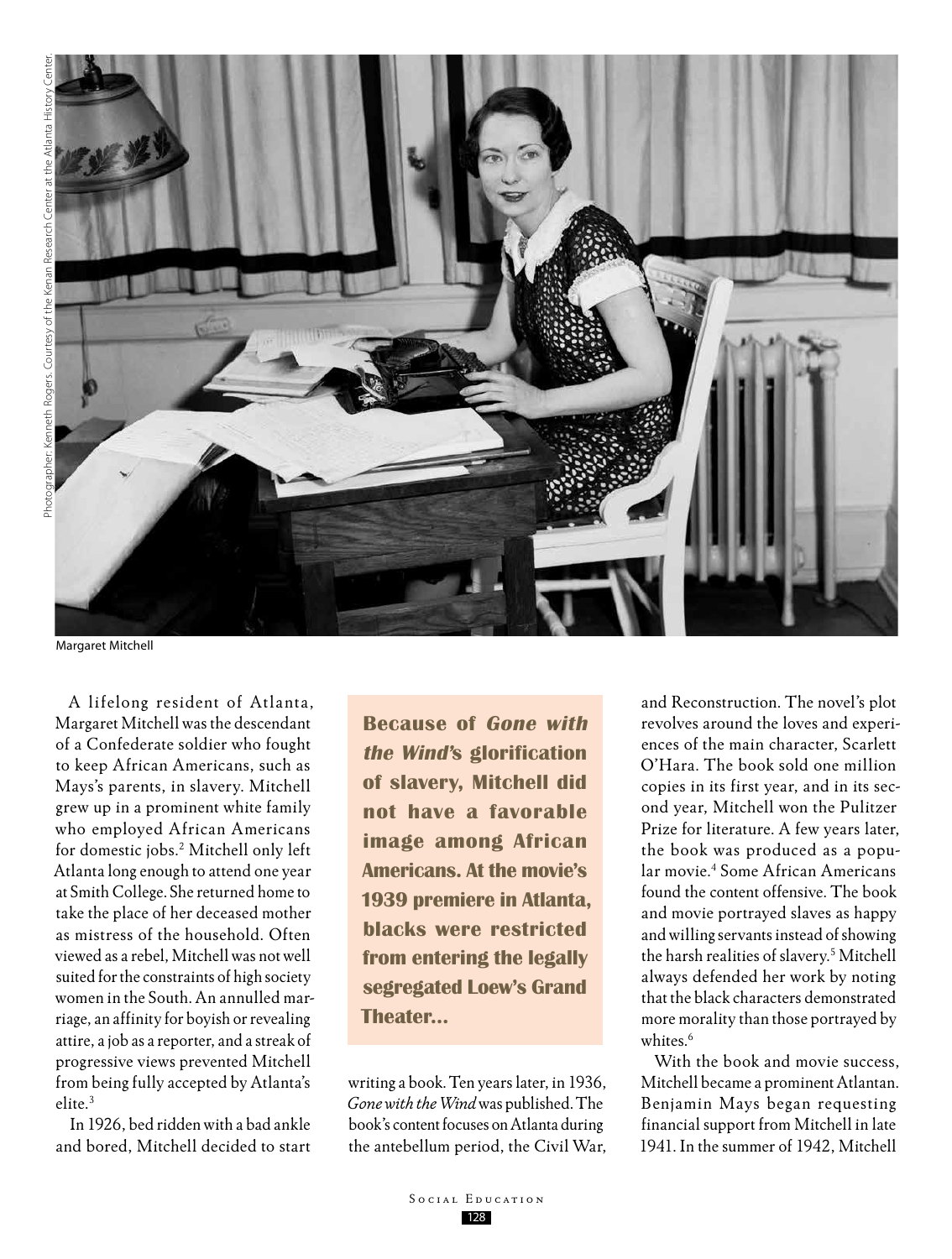Photographer: Kenneth Rogers. Courtesy of the Kenan Research Center at the Atlanta History Center.

Margaret Mitchell

A lifelong resident of Atlanta, Margaret Mitchell was the descendant of a Confederate soldier who fought to keep African Americans, such as Mays's parents, in slavery. Mitchell grew up in a prominent white family who employed African Americans for domestic jobs.[2] Mitchell only left Atlanta long enough to attend one year at Smith College. She returned home to take the place of her deceased mother as mistress of the household. Often viewed as a rebel, Mitchell was not well suited for the constraints of high society women in the South. An annulled marriage, an affinity for boyish or revealing attire, a job as a reporter, and a streak of progressive views prevented Mitchell from being fully accepted by Atlanta's elite.[3]

In 1926, bed ridden with a bad ankle and bored, Mitchell decided to start writing a book. Ten years later, in 1936, *Gone with the Wind* was published. The book's content focuses on Atlanta during the antebellum period, the Civil War, and Reconstruction. The novel's plot revolves around the loves and experiences of the main character, Scarlett O'Hara. The book sold one million copies in its first year, and in its second year, Mitchell won the Pulitzer Prize for literature. A few years later, the book was produced as a popular movie.[4] Some African Americans found the content offensive. The book and movie portrayed slaves as happy and willing servants instead of showing the harsh realities of slavery.[5] Mitchell always defended her work by noting that the black characters demonstrated more morality than those portrayed by whites.[6]

**Because of *Gone with the Wind*'s glorification of slavery, Mitchell did not have a favorable image among African Americans. At the movie's 1939 premiere in Atlanta, blacks were restricted from entering the legally segregated Loew's Grand Theater...**

With the book and movie success, Mitchell became a prominent Atlantan. Benjamin Mays began requesting financial support from Mitchell in late 1941. In the summer of 1942, Mitchell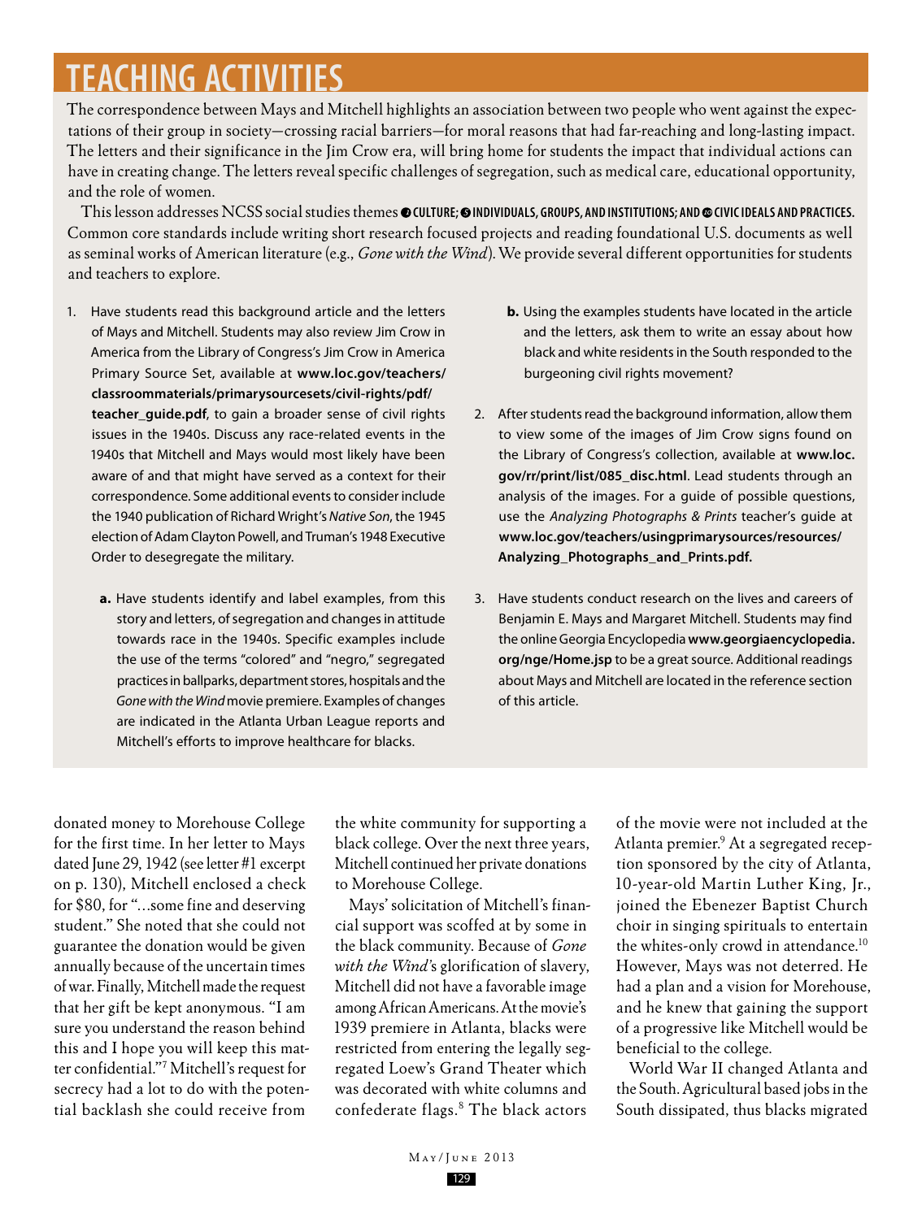# TEACHING ACTIVITIES

The correspondence between Mays and Mitchell highlights an association between two people who went against the expectations of their group in society—crossing racial barriers—for moral reasons that had far-reaching and long-lasting impact. The letters and their significance in the Jim Crow era, will bring home for students the impact that individual actions can have in creating change. The letters reveal specific challenges of segregation, such as medical care, educational opportunity, and the role of women.

This lesson addresses NCSS social studies themes **❶ CULTURE; ❺ INDIVIDUALS, GROUPS, AND INSTITUTIONS; AND ❿ CIVIC IDEALS AND PRACTICES.** Common core standards include writing short research focused projects and reading foundational U.S. documents as well as seminal works of American literature (e.g., *Gone with the Wind*). We provide several different opportunities for students and teachers to explore.

1. Have students read this background article and the letters of Mays and Mitchell. Students may also review Jim Crow in America from the Library of Congress's Jim Crow in America Primary Source Set, available at **www.loc.gov/teachers/classroommaterials/primarysourcesets/civil-rights/pdf/teacher_guide.pdf**, to gain a broader sense of civil rights issues in the 1940s. Discuss any race-related events in the 1940s that Mitchell and Mays would most likely have been aware of and that might have served as a context for their correspondence. Some additional events to consider include the 1940 publication of Richard Wright's *Native Son*, the 1945 election of Adam Clayton Powell, and Truman's 1948 Executive Order to desegregate the military.

   **a.** Have students identify and label examples, from this story and letters, of segregation and changes in attitude towards race in the 1940s. Specific examples include the use of the terms "colored" and "negro," segregated practices in ballparks, department stores, hospitals and the *Gone with the Wind* movie premiere. Examples of changes are indicated in the Atlanta Urban League reports and Mitchell's efforts to improve healthcare for blacks.

   **b.** Using the examples students have located in the article and the letters, ask them to write an essay about how black and white residents in the South responded to the burgeoning civil rights movement?

2. After students read the background information, allow them to view some of the images of Jim Crow signs found on the Library of Congress's collection, available at **www.loc.gov/rr/print/list/085_disc.html**. Lead students through an analysis of the images. For a guide of possible questions, use the *Analyzing Photographs & Prints* teacher's guide at **www.loc.gov/teachers/usingprimarysources/resources/Analyzing_Photographs_and_Prints.pdf.**

3. Have students conduct research on the lives and careers of Benjamin E. Mays and Margaret Mitchell. Students may find the online Georgia Encyclopedia **www.georgiaencyclopedia.org/nge/Home.jsp** to be a great source. Additional readings about Mays and Mitchell are located in the reference section of this article.

donated money to Morehouse College for the first time. In her letter to Mays dated June 29, 1942 (see letter #1 excerpt on p. 130), Mitchell enclosed a check for $80, for "...some fine and deserving student." She noted that she could not guarantee the donation would be given annually because of the uncertain times of war. Finally, Mitchell made the request that her gift be kept anonymous. "I am sure you understand the reason behind this and I hope you will keep this matter confidential."[7] Mitchell's request for secrecy had a lot to do with the potential backlash she could receive from the white community for supporting a black college. Over the next three years, Mitchell continued her private donations to Morehouse College.

Mays' solicitation of Mitchell's financial support was scoffed at by some in the black community. Because of *Gone with the Wind*'s glorification of slavery, Mitchell did not have a favorable image among African Americans. At the movie's 1939 premiere in Atlanta, blacks were restricted from entering the legally segregated Loew's Grand Theater which was decorated with white columns and confederate flags.[8] The black actors of the movie were not included at the Atlanta premier.[9] At a segregated reception sponsored by the city of Atlanta, 10-year-old Martin Luther King, Jr., joined the Ebenezer Baptist Church choir in singing spirituals to entertain the whites-only crowd in attendance.[10] However, Mays was not deterred. He had a plan and a vision for Morehouse, and he knew that gaining the support of a progressive like Mitchell would be beneficial to the college.

World War II changed Atlanta and the South. Agricultural based jobs in the South dissipated, thus blacks migrated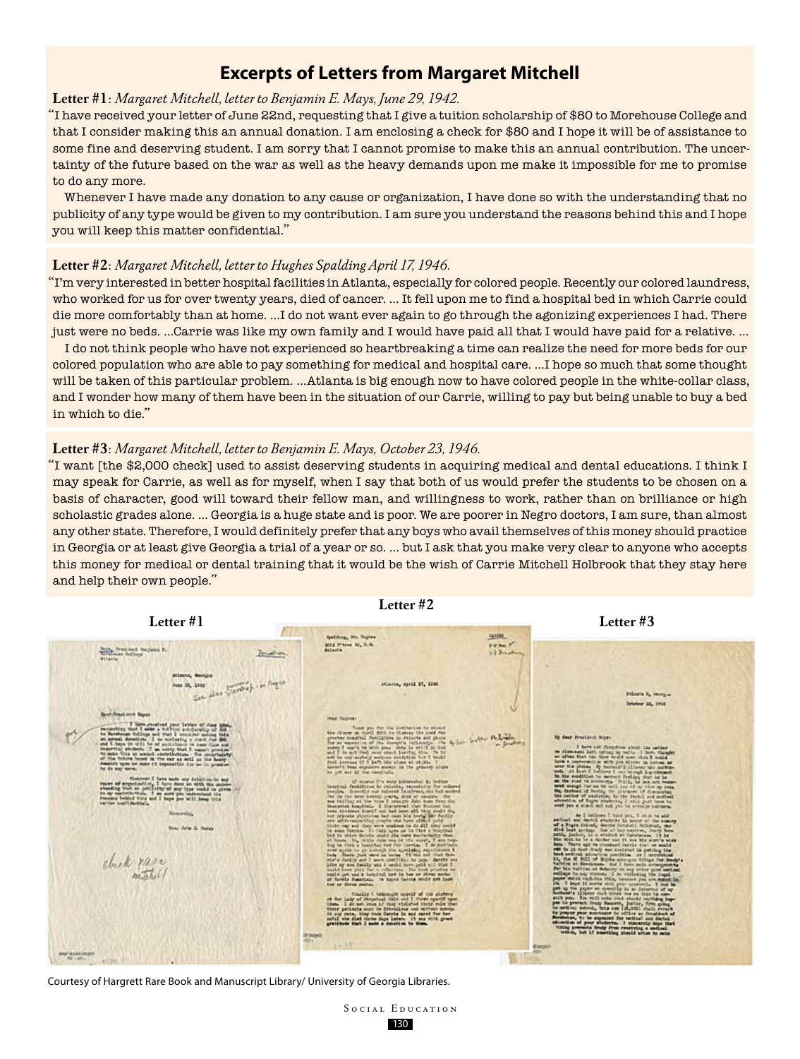## Excerpts of Letters from Margaret Mitchell

**Letter #1**: *Margaret Mitchell, letter to Benjamin E. Mays, June 29, 1942.*

"I have received your letter of June 22nd, requesting that I give a tuition scholarship of $80 to Morehouse College and that I consider making this an annual donation. I am enclosing a check for $80 and I hope it will be of assistance to some fine and deserving student. I am sorry that I cannot promise to make this an annual contribution. The uncertainty of the future based on the war as well as the heavy demands upon me make it impossible for me to promise to do any more.

Whenever I have made any donation to any cause or organization, I have done so with the understanding that no publicity of any type would be given to my contribution. I am sure you understand the reasons behind this and I hope you will keep this matter confidential."

**Letter #2**: *Margaret Mitchell, letter to Hughes Spalding April 17, 1946.*

"I'm very interested in better hospital facilities in Atlanta, especially for colored people. Recently our colored laundress, who worked for us for over twenty years, died of cancer. ... It fell upon me to find a hospital bed in which Carrie could die more comfortably than at home. ...I do not want ever again to go through the agonizing experiences I had. There just were no beds. ...Carrie was like my own family and I would have paid all that I would have paid for a relative. ...

I do not think people who have not experienced so heartbreaking a time can realize the need for more beds for our colored population who are able to pay something for medical and hospital care. ...I hope so much that some thought will be taken of this particular problem. ...Atlanta is big enough now to have colored people in the white-collar class, and I wonder how many of them have been in the situation of our Carrie, willing to pay but being unable to buy a bed in which to die."

**Letter #3**: *Margaret Mitchell, letter to Benjamin E. Mays, October 23, 1946.*

"I want [the $2,000 check] used to assist deserving students in acquiring medical and dental educations. I think I may speak for Carrie, as well as for myself, when I say that both of us would prefer the students to be chosen on a basis of character, good will toward their fellow man, and willingness to work, rather than on brilliance or high scholastic grades alone. ... Georgia is a huge state and is poor. We are poorer in Negro doctors, I am sure, than almost any other state. Therefore, I would definitely prefer that any boys who avail themselves of this money should practice in Georgia or at least give Georgia a trial of a year or so. ... but I ask that you make very clear to anyone who accepts this money for medical or dental training that it would be the wish of Carrie Mitchell Holbrook that they stay here and help their own people."

Letter #1 | Letter #2 | Letter #3

Courtesy of Hargrett Rare Book and Manuscript Library/ University of Georgia Libraries.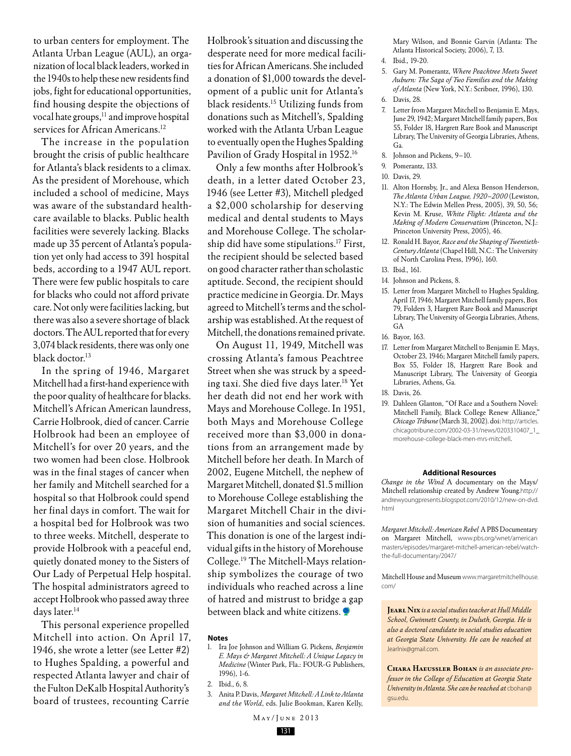to urban centers for employment. The Atlanta Urban League (AUL), an organization of local black leaders, worked in the 1940s to help these new residents find jobs, fight for educational opportunities, find housing despite the objections of vocal hate groups,[11] and improve hospital services for African Americans.[12]

The increase in the population brought the crisis of public healthcare for Atlanta's black residents to a climax. As the president of Morehouse, which included a school of medicine, Mays was aware of the substandard healthcare available to blacks. Public health facilities were severely lacking. Blacks made up 35 percent of Atlanta's population yet only had access to 391 hospital beds, according to a 1947 AUL report. There were few public hospitals to care for blacks who could not afford private care. Not only were facilities lacking, but there was also a severe shortage of black doctors. The AUL reported that for every 3,074 black residents, there was only one black doctor.[13]

In the spring of 1946, Margaret Mitchell had a first-hand experience with the poor quality of healthcare for blacks. Mitchell's African American laundress, Carrie Holbrook, died of cancer. Carrie Holbrook had been an employee of Mitchell's for over 20 years, and the two women had been close. Holbrook was in the final stages of cancer when her family and Mitchell searched for a hospital so that Holbrook could spend her final days in comfort. The wait for a hospital bed for Holbrook was two to three weeks. Mitchell, desperate to provide Holbrook with a peaceful end, quietly donated money to the Sisters of Our Lady of Perpetual Help hospital. The hospital administrators agreed to accept Holbrook who passed away three days later.[14]

This personal experience propelled Mitchell into action. On April 17, 1946, she wrote a letter (see Letter #2) to Hughes Spalding, a powerful and respected Atlanta lawyer and chair of the Fulton DeKalb Hospital Authority's board of trustees, recounting Carrie Holbrook's situation and discussing the desperate need for more medical facilities for African Americans. She included a donation of $1,000 towards the development of a public unit for Atlanta's black residents.[15] Utilizing funds from donations such as Mitchell's, Spalding worked with the Atlanta Urban League to eventually open the Hughes Spalding Pavilion of Grady Hospital in 1952.[16]

Only a few months after Holbrook's death, in a letter dated October 23, 1946 (see Letter #3), Mitchell pledged a $2,000 scholarship for deserving medical and dental students to Mays and Morehouse College. The scholarship did have some stipulations.[17] First, the recipient should be selected based on good character rather than scholastic aptitude. Second, the recipient should practice medicine in Georgia. Dr. Mays agreed to Mitchell's terms and the scholarship was established. At the request of Mitchell, the donations remained private.

On August 11, 1949, Mitchell was crossing Atlanta's famous Peachtree Street when she was struck by a speeding taxi. She died five days later.[18] Yet her death did not end her work with Mays and Morehouse College. In 1951, both Mays and Morehouse College received more than $3,000 in donations from an arrangement made by Mitchell before her death. In March of 2002, Eugene Mitchell, the nephew of Margaret Mitchell, donated $1.5 million to Morehouse College establishing the Margaret Mitchell Chair in the division of humanities and social sciences. This donation is one of the largest individual gifts in the history of Morehouse College.[19] The Mitchell-Mays relationship symbolizes the courage of two individuals who reached across a line of hatred and mistrust to bridge a gap between black and white citizens.

#### Notes

1. Ira Joe Johnson and William G. Pickens, *Benjamin E. Mays & Margaret Mitchell: A Unique Legacy in Medicine* (Winter Park, Fla.: FOUR-G Publishers, 1996), 1-6.
2. Ibid., 6, 8.
3. Anita P. Davis, *Margaret Mitchell: A Link to Atlanta and the World*, eds. Julie Bookman, Karen Kelly, Mary Wilson, and Bonnie Garvin (Atlanta: The Atlanta Historical Society, 2006), 7, 13.
4. Ibid., 19-20.
5. Gary M. Pomerantz, *Where Peachtree Meets Sweet Auburn: The Saga of Two Families and the Making of Atlanta* (New York, N.Y.: Scribner, 1996), 130.
6. Davis, 28.
7. Letter from Margaret Mitchell to Benjamin E. Mays, June 29, 1942; Margaret Mitchell family papers, Box 55, Folder 18, Hargrett Rare Book and Manuscript Library, The University of Georgia Libraries, Athens, Ga.
8. Johnson and Pickens, 9–10.
9. Pomerantz, 133.
10. Davis, 29.
11. Alton Hornsby, Jr., and Alexa Benson Henderson, *The Atlanta Urban League, 1920–2000* (Lewiston, N.Y.: The Edwin Mellen Press, 2005), 39, 50, 56; Kevin M. Kruse, *White Flight: Atlanta and the Making of Modern Conservatism* (Princeton, N.J.: Princeton University Press, 2005), 46.
12. Ronald H. Bayor, *Race and the Shaping of Twentieth-Century Atlanta* (Chapel Hill, N.C.: The University of North Carolina Press, 1996), 160.
13. Ibid., 161.
14. Johnson and Pickens, 8.
15. Letter from Margaret Mitchell to Hughes Spalding, April 17, 1946; Margaret Mitchell family papers, Box 79, Folders 3, Hargrett Rare Book and Manuscript Library, The University of Georgia Libraries, Athens, GA
16. Bayor, 163.
17. Letter from Margaret Mitchell to Benjamin E. Mays, October 23, 1946; Margaret Mitchell family papers, Box 55, Folder 18, Hargrett Rare Book and Manuscript Library, The University of Georgia Libraries, Athens, Ga.
18. Davis, 26.
19. Dahleen Glanton, "Of Race and a Southern Novel: Mitchell Family, Black College Renew Alliance," *Chicago Tribune* (March 31, 2002). doi: http://articles.chicagotribune.com/2002-03-31/news/0203310407_1_morehouse-college-black-men-mrs-mitchell.

#### Additional Resources

*Change in the Wind* A documentary on the Mays/Mitchell relationship created by Andrew Young.http://andrewyoungpresents.blogspot.com/2010/12/new-on-dvd.html

*Margaret Mitchell: American Rebel* A PBS Documentary on Margaret Mitchell, www.pbs.org/wnet/americanmasters/episodes/margaret-mitchell-american-rebel/watch-the-full-documentary/2047/

Mitchell House and Museum www.margaretmitchellhouse.com/

**Jearl Nix** *is a social studies teacher at Hull Middle School, Gwinnett County, in Duluth, Georgia. He is also a doctoral candidate in social studies education at Georgia State University. He can be reached at* Jearlnix@gmail.com.

**Chara Haeussler Bohan** *is an associate professor in the College of Education at Georgia State University in Atlanta. She can be reached at* cbohan@gsu.edu.